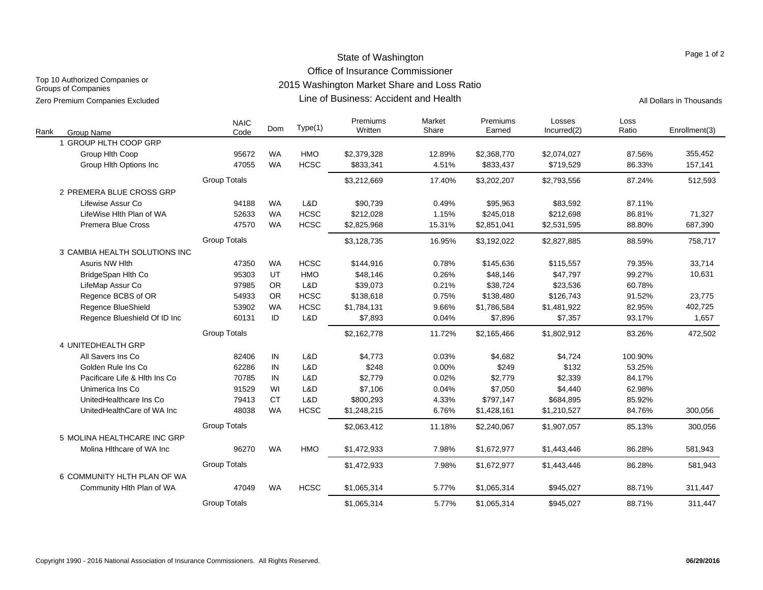# State of Washington
## Office of Insurance Commissioner
## 2015 Washington Market Share and Loss Ratio
### Line of Business: Accident and Health

Top 10 Authorized Companies or Groups of Companies

Zero Premium Companies Excluded

All Dollars in Thousands

| Rank | Group Name | NAIC Code | Dom | Type(1) | Premiums Written | Market Share | Premiums Earned | Losses Incurred(2) | Loss Ratio | Enrollment(3) |
|---|---|---|---|---|---|---|---|---|---|---|
| 1 | GROUP HLTH COOP GRP | | | | | | | | | |
| | Group Hlth Coop | 95672 | WA | HMO | $2,379,328 | 12.89% | $2,368,770 | $2,074,027 | 87.56% | 355,452 |
| | Group Hlth Options Inc | 47055 | WA | HCSC | $833,341 | 4.51% | $833,437 | $719,529 | 86.33% | 157,141 |
| | Group Totals | | | | $3,212,669 | 17.40% | $3,202,207 | $2,793,556 | 87.24% | 512,593 |
| 2 | PREMERA BLUE CROSS GRP | | | | | | | | | |
| | Lifewise Assur Co | 94188 | WA | L&D | $90,739 | 0.49% | $95,963 | $83,592 | 87.11% | |
| | LifeWise Hlth Plan of WA | 52633 | WA | HCSC | $212,028 | 1.15% | $245,018 | $212,698 | 86.81% | 71,327 |
| | Premera Blue Cross | 47570 | WA | HCSC | $2,825,968 | 15.31% | $2,851,041 | $2,531,595 | 88.80% | 687,390 |
| | Group Totals | | | | $3,128,735 | 16.95% | $3,192,022 | $2,827,885 | 88.59% | 758,717 |
| 3 | CAMBIA HEALTH SOLUTIONS INC | | | | | | | | | |
| | Asuris NW Hlth | 47350 | WA | HCSC | $144,916 | 0.78% | $145,636 | $115,557 | 79.35% | 33,714 |
| | BridgeSpan Hlth Co | 95303 | UT | HMO | $48,146 | 0.26% | $48,146 | $47,797 | 99.27% | 10,631 |
| | LifeMap Assur Co | 97985 | OR | L&D | $39,073 | 0.21% | $38,724 | $23,536 | 60.78% | |
| | Regence BCBS of OR | 54933 | OR | HCSC | $138,618 | 0.75% | $138,480 | $126,743 | 91.52% | 23,775 |
| | Regence BlueShield | 53902 | WA | HCSC | $1,784,131 | 9.66% | $1,786,584 | $1,481,922 | 82.95% | 402,725 |
| | Regence Blueshield Of ID Inc | 60131 | ID | L&D | $7,893 | 0.04% | $7,896 | $7,357 | 93.17% | 1,657 |
| | Group Totals | | | | $2,162,778 | 11.72% | $2,165,466 | $1,802,912 | 83.26% | 472,502 |
| 4 | UNITEDHEALTH GRP | | | | | | | | | |
| | All Savers Ins Co | 82406 | IN | L&D | $4,773 | 0.03% | $4,682 | $4,724 | 100.90% | |
| | Golden Rule Ins Co | 62286 | IN | L&D | $248 | 0.00% | $249 | $132 | 53.25% | |
| | Pacificare Life & Hlth Ins Co | 70785 | IN | L&D | $2,779 | 0.02% | $2,779 | $2,339 | 84.17% | |
| | Unimerica Ins Co | 91529 | WI | L&D | $7,106 | 0.04% | $7,050 | $4,440 | 62.98% | |
| | UnitedHealthcare Ins Co | 79413 | CT | L&D | $800,293 | 4.33% | $797,147 | $684,895 | 85.92% | |
| | UnitedHealthCare of WA Inc | 48038 | WA | HCSC | $1,248,215 | 6.76% | $1,428,161 | $1,210,527 | 84.76% | 300,056 |
| | Group Totals | | | | $2,063,412 | 11.18% | $2,240,067 | $1,907,057 | 85.13% | 300,056 |
| 5 | MOLINA HEALTHCARE INC GRP | | | | | | | | | |
| | Molina Hlthcare of WA Inc | 96270 | WA | HMO | $1,472,933 | 7.98% | $1,672,977 | $1,443,446 | 86.28% | 581,943 |
| | Group Totals | | | | $1,472,933 | 7.98% | $1,672,977 | $1,443,446 | 86.28% | 581,943 |
| 6 | COMMUNITY HLTH PLAN OF WA | | | | | | | | | |
| | Community Hlth Plan of WA | 47049 | WA | HCSC | $1,065,314 | 5.77% | $1,065,314 | $945,027 | 88.71% | 311,447 |
| | Group Totals | | | | $1,065,314 | 5.77% | $1,065,314 | $945,027 | 88.71% | 311,447 |

Copyright 1990 - 2016 National Association of Insurance Commissioners. All Rights Reserved.

**06/29/2016**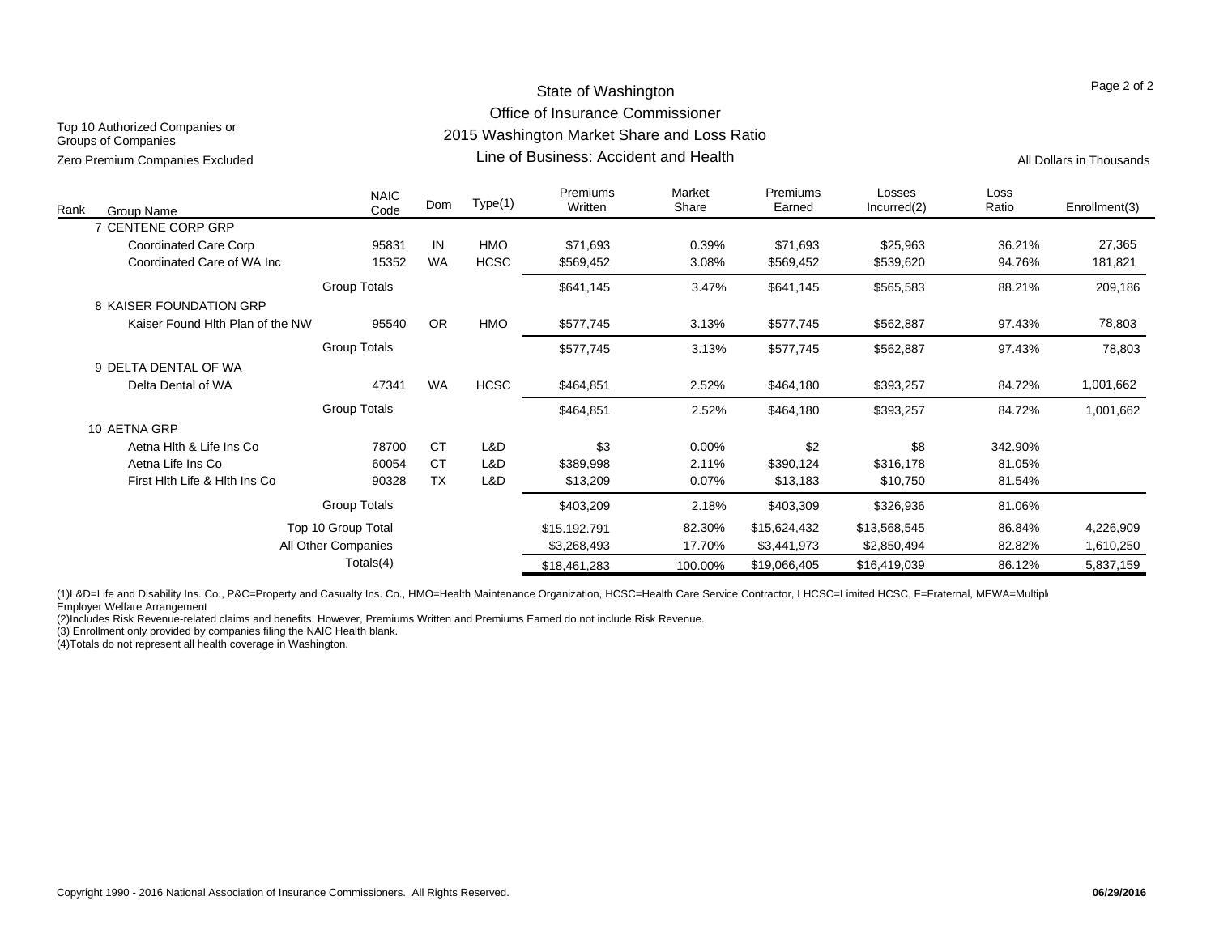# State of Washington
## Office of Insurance Commissioner
## 2015 Washington Market Share and Loss Ratio
### Line of Business: Accident and Health

Top 10 Authorized Companies or Groups of Companies

Zero Premium Companies Excluded

All Dollars in Thousands

| Rank | Group Name | NAIC Code | Dom | Type(1) | Premiums Written | Market Share | Premiums Earned | Losses Incurred(2) | Loss Ratio | Enrollment(3) |
|---|---|---|---|---|---|---|---|---|---|---|
| 7 | CENTENE CORP GRP | | | | | | | | | |
| | Coordinated Care Corp | 95831 | IN | HMO | $71,693 | 0.39% | $71,693 | $25,963 | 36.21% | 27,365 |
| | Coordinated Care of WA Inc | 15352 | WA | HCSC | $569,452 | 3.08% | $569,452 | $539,620 | 94.76% | 181,821 |
| | Group Totals | | | | $641,145 | 3.47% | $641,145 | $565,583 | 88.21% | 209,186 |
| 8 | KAISER FOUNDATION GRP | | | | | | | | | |
| | Kaiser Found Hlth Plan of the NW | 95540 | OR | HMO | $577,745 | 3.13% | $577,745 | $562,887 | 97.43% | 78,803 |
| | Group Totals | | | | $577,745 | 3.13% | $577,745 | $562,887 | 97.43% | 78,803 |
| 9 | DELTA DENTAL OF WA | | | | | | | | | |
| | Delta Dental of WA | 47341 | WA | HCSC | $464,851 | 2.52% | $464,180 | $393,257 | 84.72% | 1,001,662 |
| | Group Totals | | | | $464,851 | 2.52% | $464,180 | $393,257 | 84.72% | 1,001,662 |
| 10 | AETNA GRP | | | | | | | | | |
| | Aetna Hlth & Life Ins Co | 78700 | CT | L&D | $3 | 0.00% | $2 | $8 | 342.90% | |
| | Aetna Life Ins Co | 60054 | CT | L&D | $389,998 | 2.11% | $390,124 | $316,178 | 81.05% | |
| | First Hlth Life & Hlth Ins Co | 90328 | TX | L&D | $13,209 | 0.07% | $13,183 | $10,750 | 81.54% | |
| | Group Totals | | | | $403,209 | 2.18% | $403,309 | $326,936 | 81.06% | |
| | Top 10 Group Total | | | | $15,192,791 | 82.30% | $15,624,432 | $13,568,545 | 86.84% | 4,226,909 |
| | All Other Companies | | | | $3,268,493 | 17.70% | $3,441,973 | $2,850,494 | 82.82% | 1,610,250 |
| | Totals(4) | | | | $18,461,283 | 100.00% | $19,066,405 | $16,419,039 | 86.12% | 5,837,159 |

(1)L&D=Life and Disability Ins. Co., P&C=Property and Casualty Ins. Co., HMO=Health Maintenance Organization, HCSC=Health Care Service Contractor, LHCSC=Limited HCSC, F=Fraternal, MEWA=Multiple Employer Welfare Arrangement

(2)Includes Risk Revenue-related claims and benefits. However, Premiums Written and Premiums Earned do not include Risk Revenue.

(3) Enrollment only provided by companies filing the NAIC Health blank.

(4)Totals do not represent all health coverage in Washington.

Copyright 1990 - 2016 National Association of Insurance Commissioners. All Rights Reserved. **06/29/2016**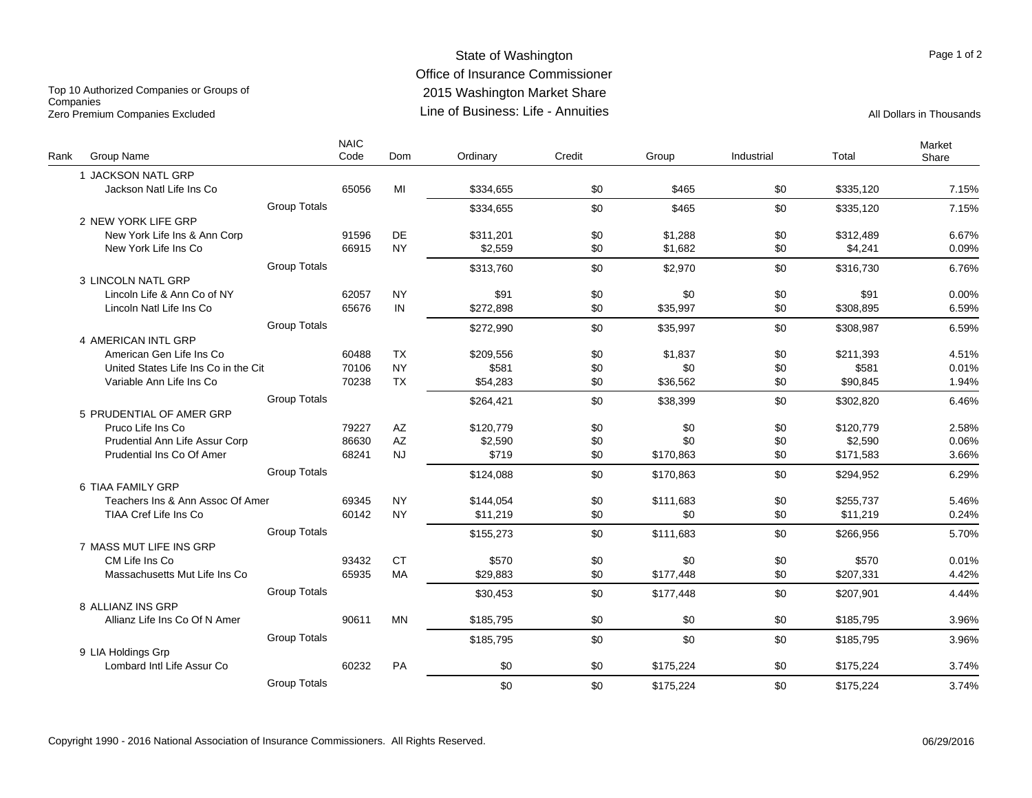# State of Washington
## Office of Insurance Commissioner
## 2015 Washington Market Share
## Line of Business: Life - Annuities

Top 10 Authorized Companies or Groups of Companies
Zero Premium Companies Excluded

All Dollars in Thousands

| Rank | Group Name | NAIC Code | Dom | Ordinary | Credit | Group | Industrial | Total | Market Share |
|---|---|---|---|---|---|---|---|---|---|
| 1 | JACKSON NATL GRP | | | | | | | | |
| | Jackson Natl Life Ins Co | 65056 | MI | $334,655 | $0 | $465 | $0 | $335,120 | 7.15% |
| | Group Totals | | | $334,655 | $0 | $465 | $0 | $335,120 | 7.15% |
| 2 | NEW YORK LIFE GRP | | | | | | | | |
| | New York Life Ins & Ann Corp | 91596 | DE | $311,201 | $0 | $1,288 | $0 | $312,489 | 6.67% |
| | New York Life Ins Co | 66915 | NY | $2,559 | $0 | $1,682 | $0 | $4,241 | 0.09% |
| | Group Totals | | | $313,760 | $0 | $2,970 | $0 | $316,730 | 6.76% |
| 3 | LINCOLN NATL GRP | | | | | | | | |
| | Lincoln Life & Ann Co of NY | 62057 | NY | $91 | $0 | $0 | $0 | $91 | 0.00% |
| | Lincoln Natl Life Ins Co | 65676 | IN | $272,898 | $0 | $35,997 | $0 | $308,895 | 6.59% |
| | Group Totals | | | $272,990 | $0 | $35,997 | $0 | $308,987 | 6.59% |
| 4 | AMERICAN INTL GRP | | | | | | | | |
| | American Gen Life Ins Co | 60488 | TX | $209,556 | $0 | $1,837 | $0 | $211,393 | 4.51% |
| | United States Life Ins Co in the Cit | 70106 | NY | $581 | $0 | $0 | $0 | $581 | 0.01% |
| | Variable Ann Life Ins Co | 70238 | TX | $54,283 | $0 | $36,562 | $0 | $90,845 | 1.94% |
| | Group Totals | | | $264,421 | $0 | $38,399 | $0 | $302,820 | 6.46% |
| 5 | PRUDENTIAL OF AMER GRP | | | | | | | | |
| | Pruco Life Ins Co | 79227 | AZ | $120,779 | $0 | $0 | $0 | $120,779 | 2.58% |
| | Prudential Ann Life Assur Corp | 86630 | AZ | $2,590 | $0 | $0 | $0 | $2,590 | 0.06% |
| | Prudential Ins Co Of Amer | 68241 | NJ | $719 | $0 | $170,863 | $0 | $171,583 | 3.66% |
| | Group Totals | | | $124,088 | $0 | $170,863 | $0 | $294,952 | 6.29% |
| 6 | TIAA FAMILY GRP | | | | | | | | |
| | Teachers Ins & Ann Assoc Of Amer | 69345 | NY | $144,054 | $0 | $111,683 | $0 | $255,737 | 5.46% |
| | TIAA Cref Life Ins Co | 60142 | NY | $11,219 | $0 | $0 | $0 | $11,219 | 0.24% |
| | Group Totals | | | $155,273 | $0 | $111,683 | $0 | $266,956 | 5.70% |
| 7 | MASS MUT LIFE INS GRP | | | | | | | | |
| | CM Life Ins Co | 93432 | CT | $570 | $0 | $0 | $0 | $570 | 0.01% |
| | Massachusetts Mut Life Ins Co | 65935 | MA | $29,883 | $0 | $177,448 | $0 | $207,331 | 4.42% |
| | Group Totals | | | $30,453 | $0 | $177,448 | $0 | $207,901 | 4.44% |
| 8 | ALLIANZ INS GRP | | | | | | | | |
| | Allianz Life Ins Co Of N Amer | 90611 | MN | $185,795 | $0 | $0 | $0 | $185,795 | 3.96% |
| | Group Totals | | | $185,795 | $0 | $0 | $0 | $185,795 | 3.96% |
| 9 | LIA Holdings Grp | | | | | | | | |
| | Lombard Intl Life Assur Co | 60232 | PA | $0 | $0 | $175,224 | $0 | $175,224 | 3.74% |
| | Group Totals | | | $0 | $0 | $175,224 | $0 | $175,224 | 3.74% |

Copyright 1990 - 2016 National Association of Insurance Commissioners. All Rights Reserved.

06/29/2016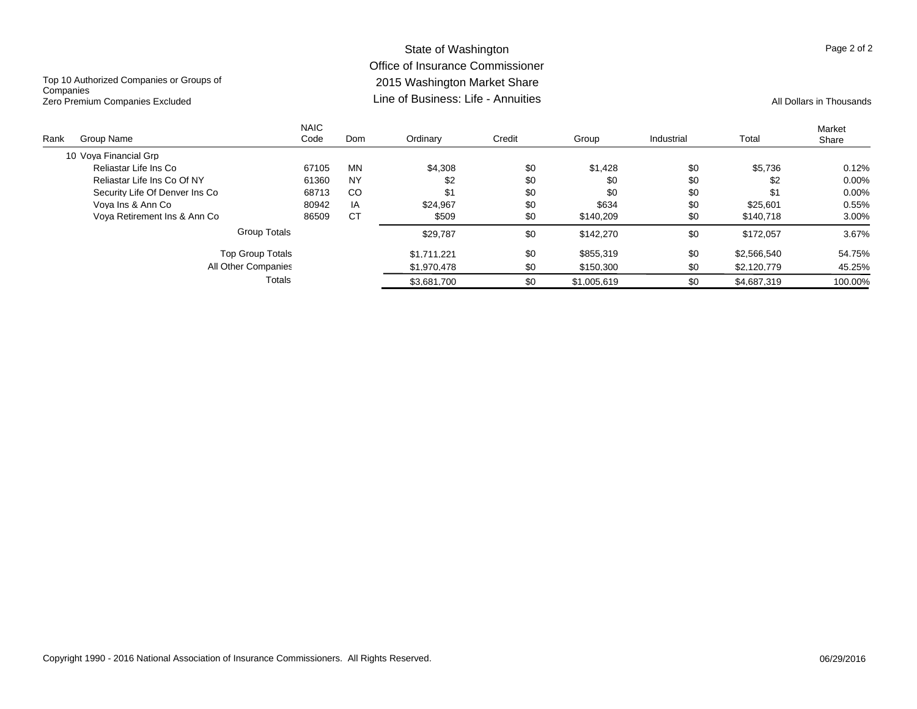State of Washington

Office of Insurance Commissioner

2015 Washington Market Share

Line of Business: Life - Annuities

Top 10 Authorized Companies or Groups of Companies
Zero Premium Companies Excluded

All Dollars in Thousands

| Rank | Group Name | NAIC Code | Dom | Ordinary | Credit | Group | Industrial | Total | Market Share |
|---|---|---|---|---|---|---|---|---|---|
| 10 | Voya Financial Grp | | | | | | | | |
| | Reliastar Life Ins Co | 67105 | MN | $4,308 | $0 | $1,428 | $0 | $5,736 | 0.12% |
| | Reliastar Life Ins Co Of NY | 61360 | NY | $2 | $0 | $0 | $0 | $2 | 0.00% |
| | Security Life Of Denver Ins Co | 68713 | CO | $1 | $0 | $0 | $0 | $1 | 0.00% |
| | Voya Ins & Ann Co | 80942 | IA | $24,967 | $0 | $634 | $0 | $25,601 | 0.55% |
| | Voya Retirement Ins & Ann Co | 86509 | CT | $509 | $0 | $140,209 | $0 | $140,718 | 3.00% |
| | Group Totals | | | $29,787 | $0 | $142,270 | $0 | $172,057 | 3.67% |
| | Top Group Totals | | | $1,711,221 | $0 | $855,319 | $0 | $2,566,540 | 54.75% |
| | All Other Companies | | | $1,970,478 | $0 | $150,300 | $0 | $2,120,779 | 45.25% |
| | Totals | | | $3,681,700 | $0 | $1,005,619 | $0 | $4,687,319 | 100.00% |

Copyright 1990 - 2016 National Association of Insurance Commissioners. All Rights Reserved.

06/29/2016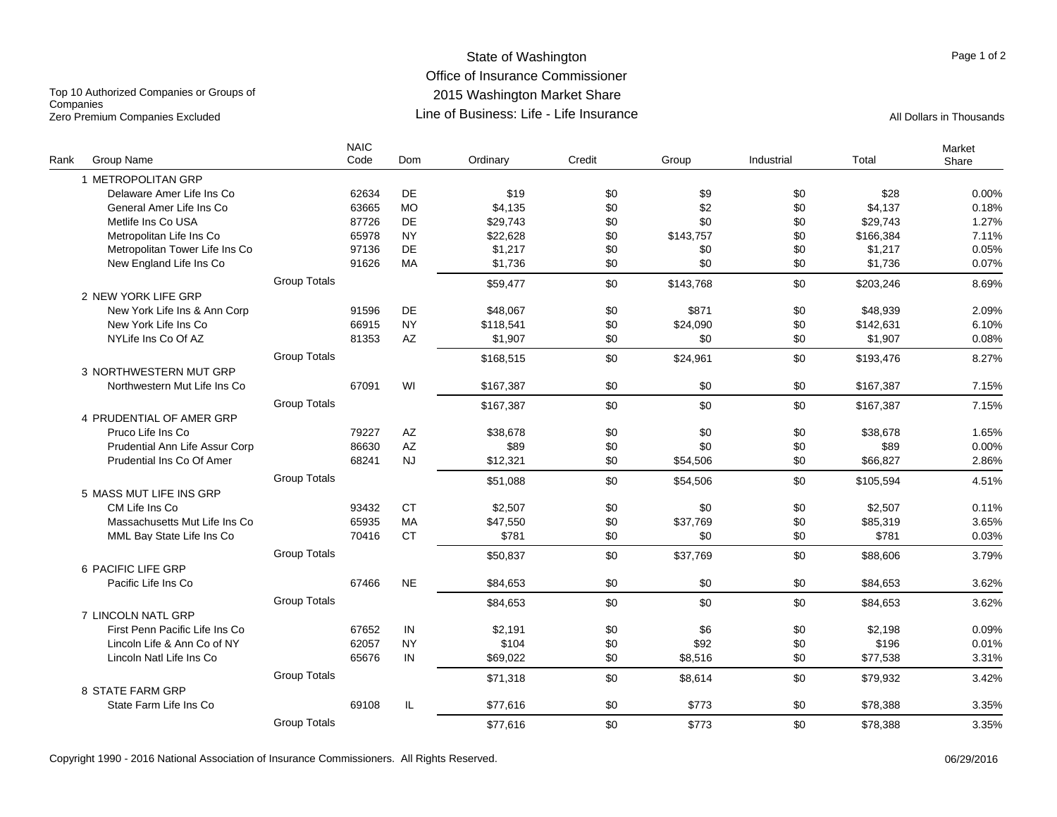# State of Washington
## Office of Insurance Commissioner
## 2015 Washington Market Share
## Line of Business: Life - Life Insurance

Top 10 Authorized Companies or Groups of Companies
Zero Premium Companies Excluded

All Dollars in Thousands

| Rank | Group Name | | NAIC Code | Dom | Ordinary | Credit | Group | Industrial | Total | Market Share |
|---|---|---|---|---|---|---|---|---|---|---|
| 1 | METROPOLITAN GRP | | | | | | | | | |
| | Delaware Amer Life Ins Co | | 62634 | DE | $19 | $0 | $9 | $0 | $28 | 0.00% |
| | General Amer Life Ins Co | | 63665 | MO | $4,135 | $0 | $2 | $0 | $4,137 | 0.18% |
| | Metlife Ins Co USA | | 87726 | DE | $29,743 | $0 | $0 | $0 | $29,743 | 1.27% |
| | Metropolitan Life Ins Co | | 65978 | NY | $22,628 | $0 | $143,757 | $0 | $166,384 | 7.11% |
| | Metropolitan Tower Life Ins Co | | 97136 | DE | $1,217 | $0 | $0 | $0 | $1,217 | 0.05% |
| | New England Life Ins Co | | 91626 | MA | $1,736 | $0 | $0 | $0 | $1,736 | 0.07% |
| | | Group Totals | | | $59,477 | $0 | $143,768 | $0 | $203,246 | 8.69% |
| 2 | NEW YORK LIFE GRP | | | | | | | | | |
| | New York Life Ins & Ann Corp | | 91596 | DE | $48,067 | $0 | $871 | $0 | $48,939 | 2.09% |
| | New York Life Ins Co | | 66915 | NY | $118,541 | $0 | $24,090 | $0 | $142,631 | 6.10% |
| | NYLife Ins Co Of AZ | | 81353 | AZ | $1,907 | $0 | $0 | $0 | $1,907 | 0.08% |
| | | Group Totals | | | $168,515 | $0 | $24,961 | $0 | $193,476 | 8.27% |
| 3 | NORTHWESTERN MUT GRP | | | | | | | | | |
| | Northwestern Mut Life Ins Co | | 67091 | WI | $167,387 | $0 | $0 | $0 | $167,387 | 7.15% |
| | | Group Totals | | | $167,387 | $0 | $0 | $0 | $167,387 | 7.15% |
| 4 | PRUDENTIAL OF AMER GRP | | | | | | | | | |
| | Pruco Life Ins Co | | 79227 | AZ | $38,678 | $0 | $0 | $0 | $38,678 | 1.65% |
| | Prudential Ann Life Assur Corp | | 86630 | AZ | $89 | $0 | $0 | $0 | $89 | 0.00% |
| | Prudential Ins Co Of Amer | | 68241 | NJ | $12,321 | $0 | $54,506 | $0 | $66,827 | 2.86% |
| | | Group Totals | | | $51,088 | $0 | $54,506 | $0 | $105,594 | 4.51% |
| 5 | MASS MUT LIFE INS GRP | | | | | | | | | |
| | CM Life Ins Co | | 93432 | CT | $2,507 | $0 | $0 | $0 | $2,507 | 0.11% |
| | Massachusetts Mut Life Ins Co | | 65935 | MA | $47,550 | $0 | $37,769 | $0 | $85,319 | 3.65% |
| | MML Bay State Life Ins Co | | 70416 | CT | $781 | $0 | $0 | $0 | $781 | 0.03% |
| | | Group Totals | | | $50,837 | $0 | $37,769 | $0 | $88,606 | 3.79% |
| 6 | PACIFIC LIFE GRP | | | | | | | | | |
| | Pacific Life Ins Co | | 67466 | NE | $84,653 | $0 | $0 | $0 | $84,653 | 3.62% |
| | | Group Totals | | | $84,653 | $0 | $0 | $0 | $84,653 | 3.62% |
| 7 | LINCOLN NATL GRP | | | | | | | | | |
| | First Penn Pacific Life Ins Co | | 67652 | IN | $2,191 | $0 | $6 | $0 | $2,198 | 0.09% |
| | Lincoln Life & Ann Co of NY | | 62057 | NY | $104 | $0 | $92 | $0 | $196 | 0.01% |
| | Lincoln Natl Life Ins Co | | 65676 | IN | $69,022 | $0 | $8,516 | $0 | $77,538 | 3.31% |
| | | Group Totals | | | $71,318 | $0 | $8,614 | $0 | $79,932 | 3.42% |
| 8 | STATE FARM GRP | | | | | | | | | |
| | State Farm Life Ins Co | | 69108 | IL | $77,616 | $0 | $773 | $0 | $78,388 | 3.35% |
| | | Group Totals | | | $77,616 | $0 | $773 | $0 | $78,388 | 3.35% |

Copyright 1990 - 2016 National Association of Insurance Commissioners. All Rights Reserved. 06/29/2016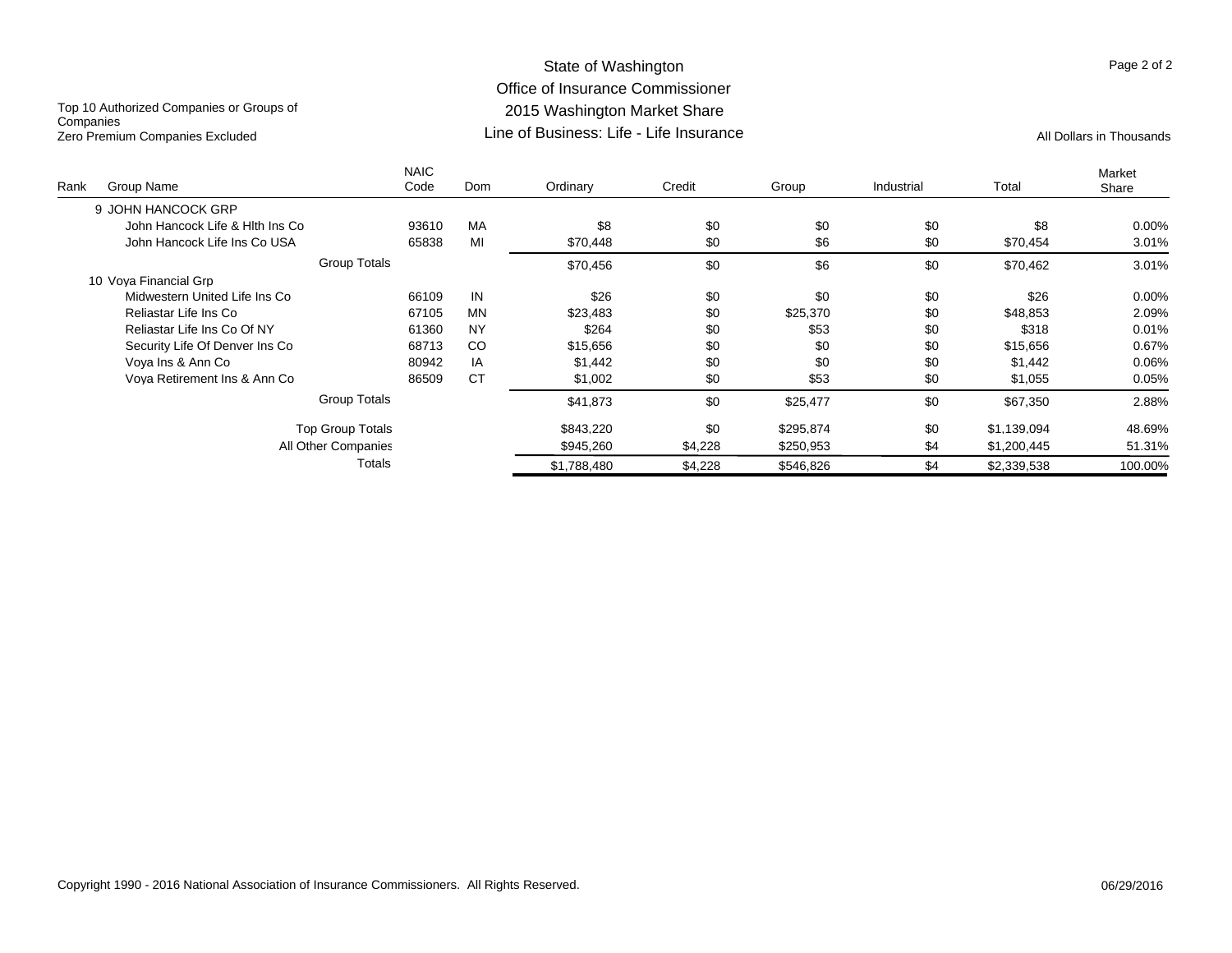# State of Washington
## Office of Insurance Commissioner
## 2015 Washington Market Share
## Line of Business: Life - Life Insurance

Top 10 Authorized Companies or Groups of Companies
Zero Premium Companies Excluded

All Dollars in Thousands

| Rank | Group Name | NAIC Code | Dom | Ordinary | Credit | Group | Industrial | Total | Market Share |
|---|---|---|---|---|---|---|---|---|---|
| 9 | JOHN HANCOCK GRP | | | | | | | | |
| | John Hancock Life & Hlth Ins Co | 93610 | MA | $8 | $0 | $0 | $0 | $8 | 0.00% |
| | John Hancock Life Ins Co USA | 65838 | MI | $70,448 | $0 | $6 | $0 | $70,454 | 3.01% |
| | Group Totals | | | $70,456 | $0 | $6 | $0 | $70,462 | 3.01% |
| 10 | Voya Financial Grp | | | | | | | | |
| | Midwestern United Life Ins Co | 66109 | IN | $26 | $0 | $0 | $0 | $26 | 0.00% |
| | Reliastar Life Ins Co | 67105 | MN | $23,483 | $0 | $25,370 | $0 | $48,853 | 2.09% |
| | Reliastar Life Ins Co Of NY | 61360 | NY | $264 | $0 | $53 | $0 | $318 | 0.01% |
| | Security Life Of Denver Ins Co | 68713 | CO | $15,656 | $0 | $0 | $0 | $15,656 | 0.67% |
| | Voya Ins & Ann Co | 80942 | IA | $1,442 | $0 | $0 | $0 | $1,442 | 0.06% |
| | Voya Retirement Ins & Ann Co | 86509 | CT | $1,002 | $0 | $53 | $0 | $1,055 | 0.05% |
| | Group Totals | | | $41,873 | $0 | $25,477 | $0 | $67,350 | 2.88% |
| | Top Group Totals | | | $843,220 | $0 | $295,874 | $0 | $1,139,094 | 48.69% |
| | All Other Companies | | | $945,260 | $4,228 | $250,953 | $4 | $1,200,445 | 51.31% |
| | Totals | | | $1,788,480 | $4,228 | $546,826 | $4 | $2,339,538 | 100.00% |

Copyright 1990 - 2016 National Association of Insurance Commissioners. All Rights Reserved.

06/29/2016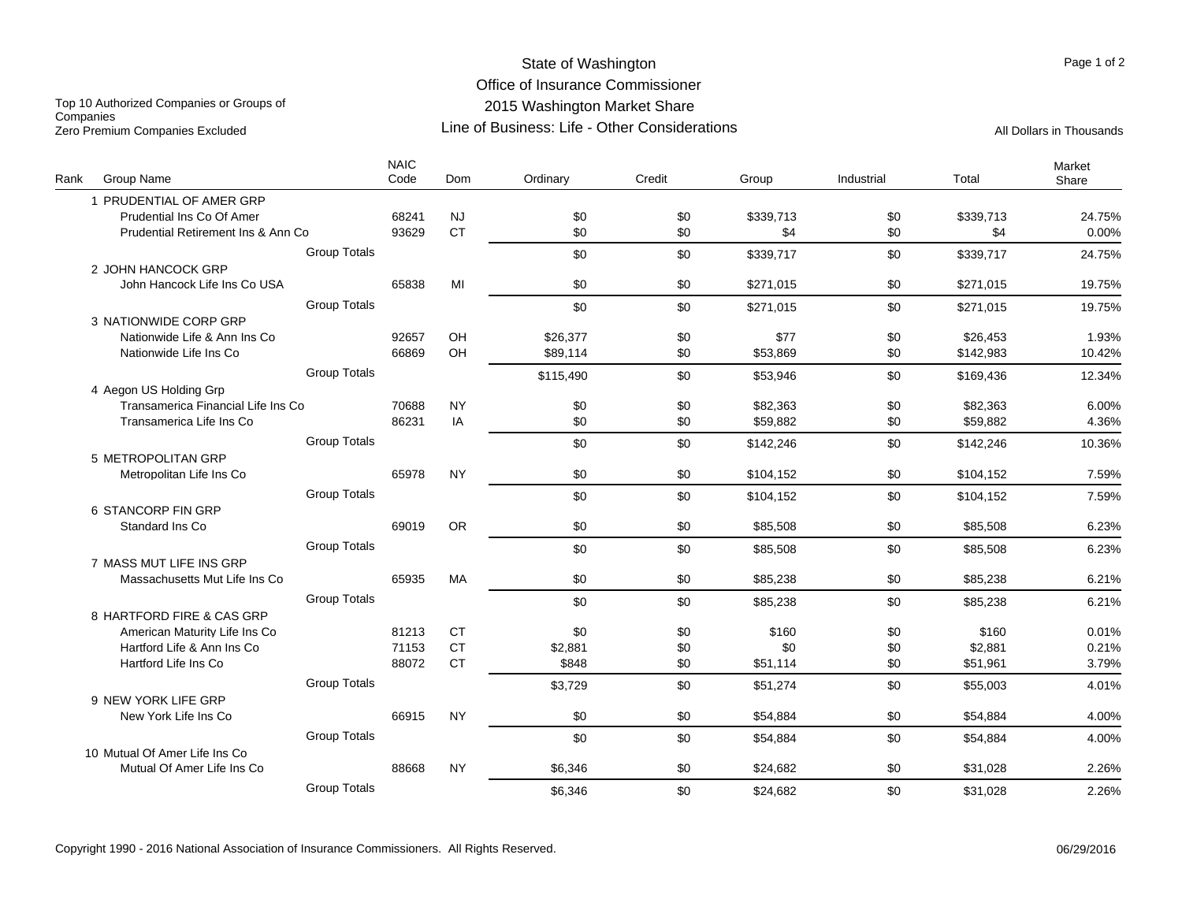# State of Washington
## Office of Insurance Commissioner
## 2015 Washington Market Share
## Line of Business: Life - Other Considerations

Top 10 Authorized Companies or Groups of Companies
Zero Premium Companies Excluded

All Dollars in Thousands

| Rank | Group Name | NAIC Code | Dom | Ordinary | Credit | Group | Industrial | Total | Market Share |
|---|---|---|---|---|---|---|---|---|---|
| 1 | PRUDENTIAL OF AMER GRP | | | | | | | | |
| | Prudential Ins Co Of Amer | 68241 | NJ | $0 | $0 | $339,713 | $0 | $339,713 | 24.75% |
| | Prudential Retirement Ins & Ann Co | 93629 | CT | $0 | $0 | $4 | $0 | $4 | 0.00% |
| | Group Totals | | | $0 | $0 | $339,717 | $0 | $339,717 | 24.75% |
| 2 | JOHN HANCOCK GRP | | | | | | | | |
| | John Hancock Life Ins Co USA | 65838 | MI | $0 | $0 | $271,015 | $0 | $271,015 | 19.75% |
| | Group Totals | | | $0 | $0 | $271,015 | $0 | $271,015 | 19.75% |
| 3 | NATIONWIDE CORP GRP | | | | | | | | |
| | Nationwide Life & Ann Ins Co | 92657 | OH | $26,377 | $0 | $77 | $0 | $26,453 | 1.93% |
| | Nationwide Life Ins Co | 66869 | OH | $89,114 | $0 | $53,869 | $0 | $142,983 | 10.42% |
| | Group Totals | | | $115,490 | $0 | $53,946 | $0 | $169,436 | 12.34% |
| 4 | Aegon US Holding Grp | | | | | | | | |
| | Transamerica Financial Life Ins Co | 70688 | NY | $0 | $0 | $82,363 | $0 | $82,363 | 6.00% |
| | Transamerica Life Ins Co | 86231 | IA | $0 | $0 | $59,882 | $0 | $59,882 | 4.36% |
| | Group Totals | | | $0 | $0 | $142,246 | $0 | $142,246 | 10.36% |
| 5 | METROPOLITAN GRP | | | | | | | | |
| | Metropolitan Life Ins Co | 65978 | NY | $0 | $0 | $104,152 | $0 | $104,152 | 7.59% |
| | Group Totals | | | $0 | $0 | $104,152 | $0 | $104,152 | 7.59% |
| 6 | STANCORP FIN GRP | | | | | | | | |
| | Standard Ins Co | 69019 | OR | $0 | $0 | $85,508 | $0 | $85,508 | 6.23% |
| | Group Totals | | | $0 | $0 | $85,508 | $0 | $85,508 | 6.23% |
| 7 | MASS MUT LIFE INS GRP | | | | | | | | |
| | Massachusetts Mut Life Ins Co | 65935 | MA | $0 | $0 | $85,238 | $0 | $85,238 | 6.21% |
| | Group Totals | | | $0 | $0 | $85,238 | $0 | $85,238 | 6.21% |
| 8 | HARTFORD FIRE & CAS GRP | | | | | | | | |
| | American Maturity Life Ins Co | 81213 | CT | $0 | $0 | $160 | $0 | $160 | 0.01% |
| | Hartford Life & Ann Ins Co | 71153 | CT | $2,881 | $0 | $0 | $0 | $2,881 | 0.21% |
| | Hartford Life Ins Co | 88072 | CT | $848 | $0 | $51,114 | $0 | $51,961 | 3.79% |
| | Group Totals | | | $3,729 | $0 | $51,274 | $0 | $55,003 | 4.01% |
| 9 | NEW YORK LIFE GRP | | | | | | | | |
| | New York Life Ins Co | 66915 | NY | $0 | $0 | $54,884 | $0 | $54,884 | 4.00% |
| | Group Totals | | | $0 | $0 | $54,884 | $0 | $54,884 | 4.00% |
| 10 | Mutual Of Amer Life Ins Co | | | | | | | | |
| | Mutual Of Amer Life Ins Co | 88668 | NY | $6,346 | $0 | $24,682 | $0 | $31,028 | 2.26% |
| | Group Totals | | | $6,346 | $0 | $24,682 | $0 | $31,028 | 2.26% |

Copyright 1990 - 2016 National Association of Insurance Commissioners. All Rights Reserved.

06/29/2016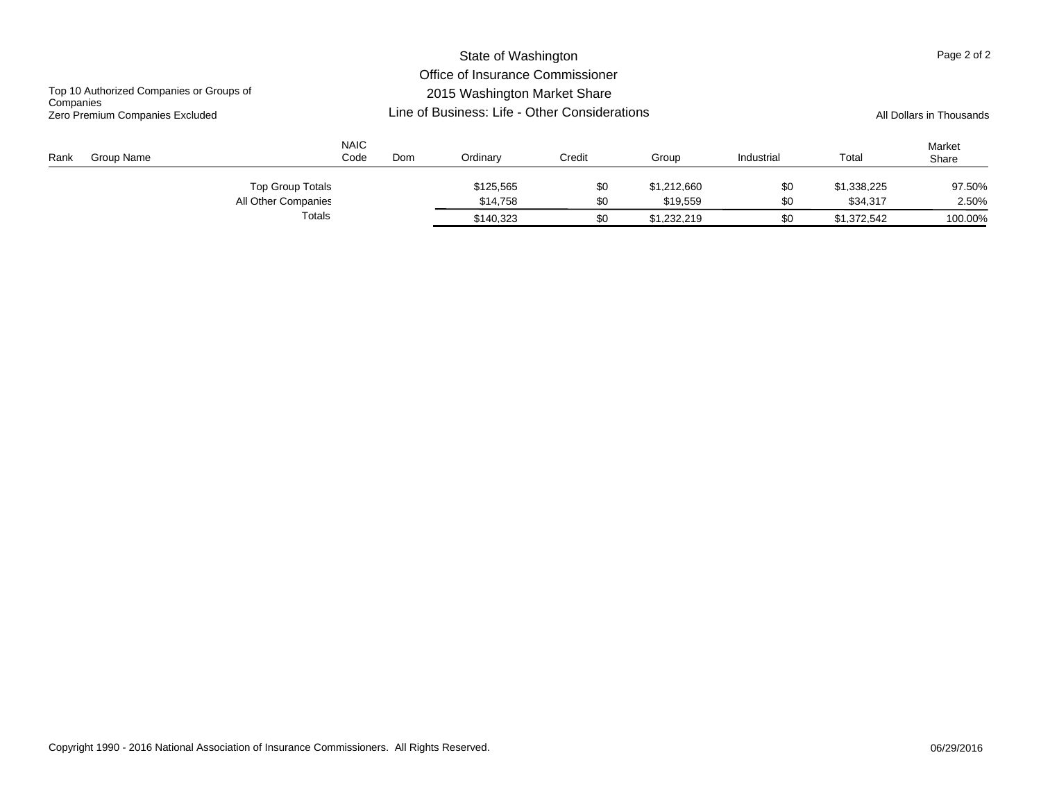# State of Washington
## Office of Insurance Commissioner
## 2015 Washington Market Share
## Line of Business: Life - Other Considerations

Top 10 Authorized Companies or Groups of Companies
Zero Premium Companies Excluded

All Dollars in Thousands

| Rank | Group Name | NAIC Code | Dom | Ordinary | Credit | Group | Industrial | Total | Market Share |
|---|---|---|---|---|---|---|---|---|---|
| | Top Group Totals | | | $125,565 | $0 | $1,212,660 | $0 | $1,338,225 | 97.50% |
| | All Other Companies | | | $14,758 | $0 | $19,559 | $0 | $34,317 | 2.50% |
| | Totals | | | $140,323 | $0 | $1,232,219 | $0 | $1,372,542 | 100.00% |

Copyright 1990 - 2016 National Association of Insurance Commissioners. All Rights Reserved.

06/29/2016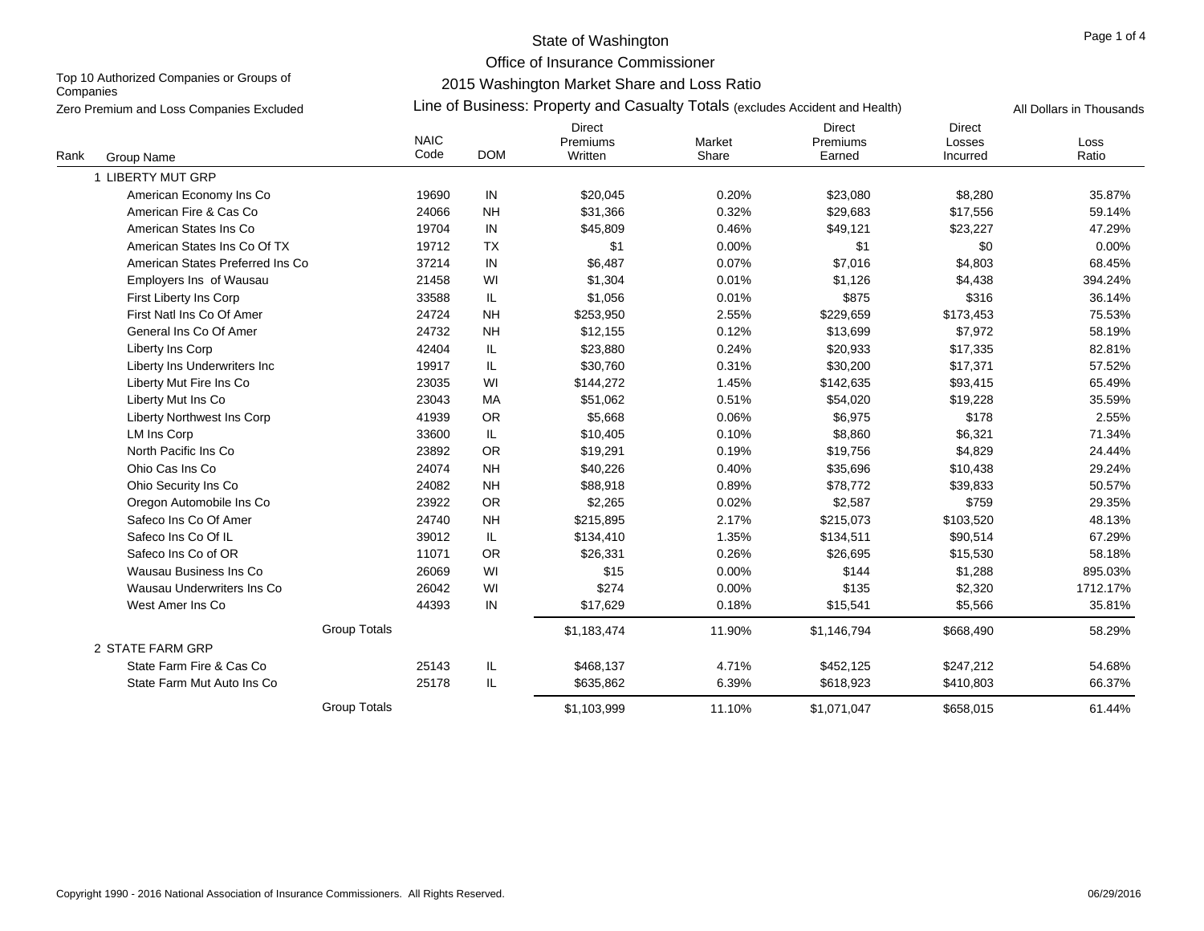# State of Washington

## Office of Insurance Commissioner

## 2015 Washington Market Share and Loss Ratio

### Line of Business: Property and Casualty Totals (excludes Accident and Health)

Top 10 Authorized Companies or Groups of Companies

Zero Premium and Loss Companies Excluded

All Dollars in Thousands

| Rank | Group Name | NAIC Code | DOM | Direct Premiums Written | Market Share | Direct Premiums Earned | Direct Losses Incurred | Loss Ratio |
|---|---|---|---|---|---|---|---|---|
| 1 | LIBERTY MUT GRP | | | | | | | |
| | American Economy Ins Co | 19690 | IN | $20,045 | 0.20% | $23,080 | $8,280 | 35.87% |
| | American Fire & Cas Co | 24066 | NH | $31,366 | 0.32% | $29,683 | $17,556 | 59.14% |
| | American States Ins Co | 19704 | IN | $45,809 | 0.46% | $49,121 | $23,227 | 47.29% |
| | American States Ins Co Of TX | 19712 | TX | $1 | 0.00% | $1 | $0 | 0.00% |
| | American States Preferred Ins Co | 37214 | IN | $6,487 | 0.07% | $7,016 | $4,803 | 68.45% |
| | Employers Ins of Wausau | 21458 | WI | $1,304 | 0.01% | $1,126 | $4,438 | 394.24% |
| | First Liberty Ins Corp | 33588 | IL | $1,056 | 0.01% | $875 | $316 | 36.14% |
| | First Natl Ins Co Of Amer | 24724 | NH | $253,950 | 2.55% | $229,659 | $173,453 | 75.53% |
| | General Ins Co Of Amer | 24732 | NH | $12,155 | 0.12% | $13,699 | $7,972 | 58.19% |
| | Liberty Ins Corp | 42404 | IL | $23,880 | 0.24% | $20,933 | $17,335 | 82.81% |
| | Liberty Ins Underwriters Inc | 19917 | IL | $30,760 | 0.31% | $30,200 | $17,371 | 57.52% |
| | Liberty Mut Fire Ins Co | 23035 | WI | $144,272 | 1.45% | $142,635 | $93,415 | 65.49% |
| | Liberty Mut Ins Co | 23043 | MA | $51,062 | 0.51% | $54,020 | $19,228 | 35.59% |
| | Liberty Northwest Ins Corp | 41939 | OR | $5,668 | 0.06% | $6,975 | $178 | 2.55% |
| | LM Ins Corp | 33600 | IL | $10,405 | 0.10% | $8,860 | $6,321 | 71.34% |
| | North Pacific Ins Co | 23892 | OR | $19,291 | 0.19% | $19,756 | $4,829 | 24.44% |
| | Ohio Cas Ins Co | 24074 | NH | $40,226 | 0.40% | $35,696 | $10,438 | 29.24% |
| | Ohio Security Ins Co | 24082 | NH | $88,918 | 0.89% | $78,772 | $39,833 | 50.57% |
| | Oregon Automobile Ins Co | 23922 | OR | $2,265 | 0.02% | $2,587 | $759 | 29.35% |
| | Safeco Ins Co Of Amer | 24740 | NH | $215,895 | 2.17% | $215,073 | $103,520 | 48.13% |
| | Safeco Ins Co Of IL | 39012 | IL | $134,410 | 1.35% | $134,511 | $90,514 | 67.29% |
| | Safeco Ins Co of OR | 11071 | OR | $26,331 | 0.26% | $26,695 | $15,530 | 58.18% |
| | Wausau Business Ins Co | 26069 | WI | $15 | 0.00% | $144 | $1,288 | 895.03% |
| | Wausau Underwriters Ins Co | 26042 | WI | $274 | 0.00% | $135 | $2,320 | 1712.17% |
| | West Amer Ins Co | 44393 | IN | $17,629 | 0.18% | $15,541 | $5,566 | 35.81% |
| | Group Totals | | | $1,183,474 | 11.90% | $1,146,794 | $668,490 | 58.29% |
| 2 | STATE FARM GRP | | | | | | | |
| | State Farm Fire & Cas Co | 25143 | IL | $468,137 | 4.71% | $452,125 | $247,212 | 54.68% |
| | State Farm Mut Auto Ins Co | 25178 | IL | $635,862 | 6.39% | $618,923 | $410,803 | 66.37% |
| | Group Totals | | | $1,103,999 | 11.10% | $1,071,047 | $658,015 | 61.44% |

Copyright 1990 - 2016 National Association of Insurance Commissioners. All Rights Reserved.

06/29/2016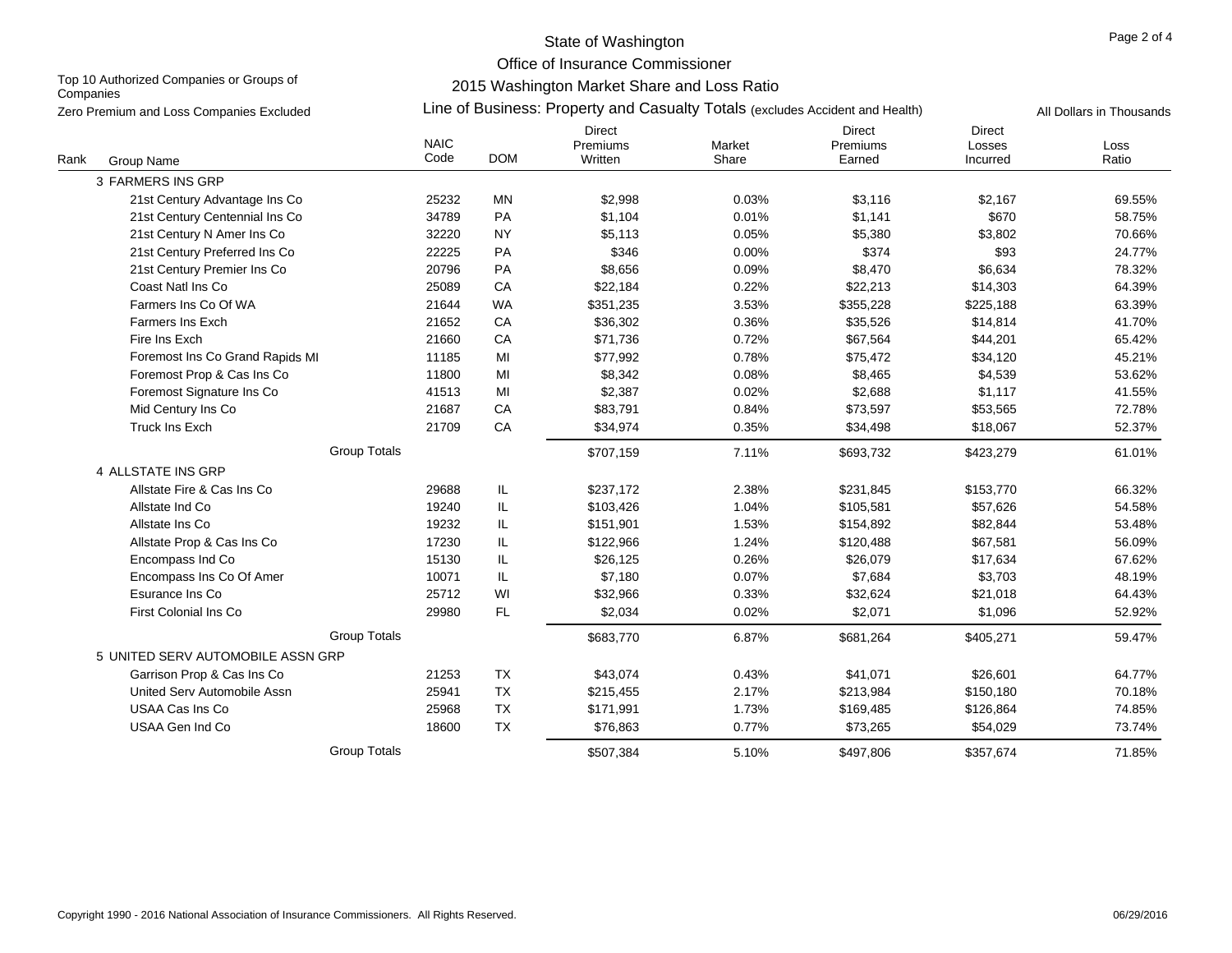# State of Washington

## Office of Insurance Commissioner

### 2015 Washington Market Share and Loss Ratio

Top 10 Authorized Companies or Groups of Companies

Zero Premium and Loss Companies Excluded

Line of Business: Property and Casualty Totals (excludes Accident and Health)

All Dollars in Thousands

| Rank | Group Name | NAIC Code | DOM | Direct Premiums Written | Market Share | Direct Premiums Earned | Direct Losses Incurred | Loss Ratio |
|---|---|---|---|---|---|---|---|---|
| 3 | FARMERS INS GRP | | | | | | | |
| | 21st Century Advantage Ins Co | 25232 | MN | $2,998 | 0.03% | $3,116 | $2,167 | 69.55% |
| | 21st Century Centennial Ins Co | 34789 | PA | $1,104 | 0.01% | $1,141 | $670 | 58.75% |
| | 21st Century N Amer Ins Co | 32220 | NY | $5,113 | 0.05% | $5,380 | $3,802 | 70.66% |
| | 21st Century Preferred Ins Co | 22225 | PA | $346 | 0.00% | $374 | $93 | 24.77% |
| | 21st Century Premier Ins Co | 20796 | PA | $8,656 | 0.09% | $8,470 | $6,634 | 78.32% |
| | Coast Natl Ins Co | 25089 | CA | $22,184 | 0.22% | $22,213 | $14,303 | 64.39% |
| | Farmers Ins Co Of WA | 21644 | WA | $351,235 | 3.53% | $355,228 | $225,188 | 63.39% |
| | Farmers Ins Exch | 21652 | CA | $36,302 | 0.36% | $35,526 | $14,814 | 41.70% |
| | Fire Ins Exch | 21660 | CA | $71,736 | 0.72% | $67,564 | $44,201 | 65.42% |
| | Foremost Ins Co Grand Rapids MI | 11185 | MI | $77,992 | 0.78% | $75,472 | $34,120 | 45.21% |
| | Foremost Prop & Cas Ins Co | 11800 | MI | $8,342 | 0.08% | $8,465 | $4,539 | 53.62% |
| | Foremost Signature Ins Co | 41513 | MI | $2,387 | 0.02% | $2,688 | $1,117 | 41.55% |
| | Mid Century Ins Co | 21687 | CA | $83,791 | 0.84% | $73,597 | $53,565 | 72.78% |
| | Truck Ins Exch | 21709 | CA | $34,974 | 0.35% | $34,498 | $18,067 | 52.37% |
| | Group Totals | | | $707,159 | 7.11% | $693,732 | $423,279 | 61.01% |
| 4 | ALLSTATE INS GRP | | | | | | | |
| | Allstate Fire & Cas Ins Co | 29688 | IL | $237,172 | 2.38% | $231,845 | $153,770 | 66.32% |
| | Allstate Ind Co | 19240 | IL | $103,426 | 1.04% | $105,581 | $57,626 | 54.58% |
| | Allstate Ins Co | 19232 | IL | $151,901 | 1.53% | $154,892 | $82,844 | 53.48% |
| | Allstate Prop & Cas Ins Co | 17230 | IL | $122,966 | 1.24% | $120,488 | $67,581 | 56.09% |
| | Encompass Ind Co | 15130 | IL | $26,125 | 0.26% | $26,079 | $17,634 | 67.62% |
| | Encompass Ins Co Of Amer | 10071 | IL | $7,180 | 0.07% | $7,684 | $3,703 | 48.19% |
| | Esurance Ins Co | 25712 | WI | $32,966 | 0.33% | $32,624 | $21,018 | 64.43% |
| | First Colonial Ins Co | 29980 | FL | $2,034 | 0.02% | $2,071 | $1,096 | 52.92% |
| | Group Totals | | | $683,770 | 6.87% | $681,264 | $405,271 | 59.47% |
| 5 | UNITED SERV AUTOMOBILE ASSN GRP | | | | | | | |
| | Garrison Prop & Cas Ins Co | 21253 | TX | $43,074 | 0.43% | $41,071 | $26,601 | 64.77% |
| | United Serv Automobile Assn | 25941 | TX | $215,455 | 2.17% | $213,984 | $150,180 | 70.18% |
| | USAA Cas Ins Co | 25968 | TX | $171,991 | 1.73% | $169,485 | $126,864 | 74.85% |
| | USAA Gen Ind Co | 18600 | TX | $76,863 | 0.77% | $73,265 | $54,029 | 73.74% |
| | Group Totals | | | $507,384 | 5.10% | $497,806 | $357,674 | 71.85% |

Copyright 1990 - 2016 National Association of Insurance Commissioners. All Rights Reserved.

06/29/2016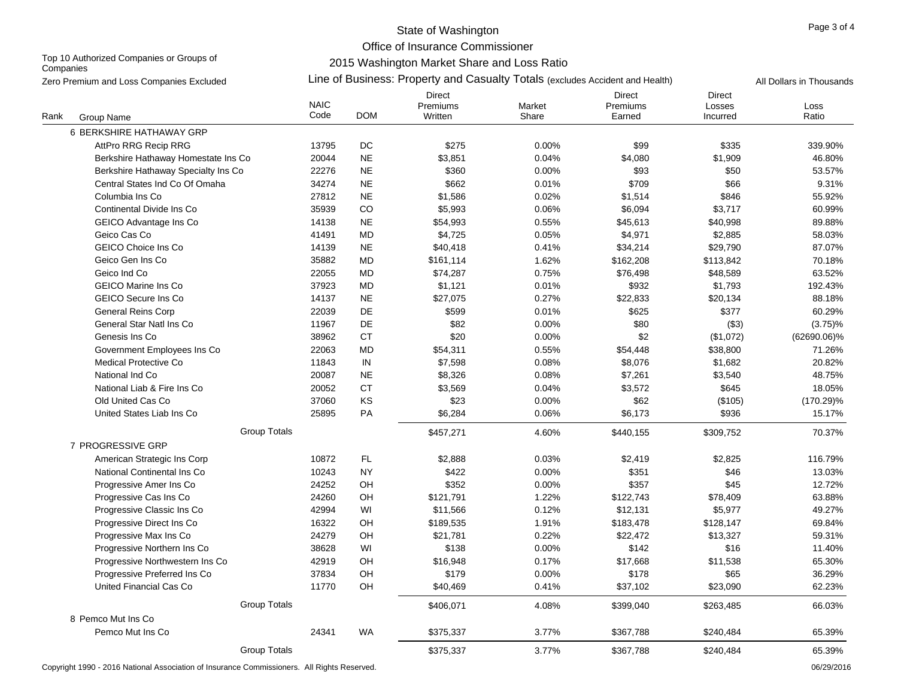# State of Washington
## Office of Insurance Commissioner
### 2015 Washington Market Share and Loss Ratio
### Line of Business: Property and Casualty Totals (excludes Accident and Health)

Top 10 Authorized Companies or Groups of Companies

Zero Premium and Loss Companies Excluded

All Dollars in Thousands

| Rank | Group Name | NAIC Code | DOM | Direct Premiums Written | Market Share | Direct Premiums Earned | Direct Losses Incurred | Loss Ratio |
|---|---|---|---|---|---|---|---|---|
| 6 | BERKSHIRE HATHAWAY GRP | | | | | | | |
| | AttPro RRG Recip RRG | 13795 | DC | $275 | 0.00% | $99 | $335 | 339.90% |
| | Berkshire Hathaway Homestate Ins Co | 20044 | NE | $3,851 | 0.04% | $4,080 | $1,909 | 46.80% |
| | Berkshire Hathaway Specialty Ins Co | 22276 | NE | $360 | 0.00% | $93 | $50 | 53.57% |
| | Central States Ind Co Of Omaha | 34274 | NE | $662 | 0.01% | $709 | $66 | 9.31% |
| | Columbia Ins Co | 27812 | NE | $1,586 | 0.02% | $1,514 | $846 | 55.92% |
| | Continental Divide Ins Co | 35939 | CO | $5,993 | 0.06% | $6,094 | $3,717 | 60.99% |
| | GEICO Advantage Ins Co | 14138 | NE | $54,993 | 0.55% | $45,613 | $40,998 | 89.88% |
| | Geico Cas Co | 41491 | MD | $4,725 | 0.05% | $4,971 | $2,885 | 58.03% |
| | GEICO Choice Ins Co | 14139 | NE | $40,418 | 0.41% | $34,214 | $29,790 | 87.07% |
| | Geico Gen Ins Co | 35882 | MD | $161,114 | 1.62% | $162,208 | $113,842 | 70.18% |
| | Geico Ind Co | 22055 | MD | $74,287 | 0.75% | $76,498 | $48,589 | 63.52% |
| | GEICO Marine Ins Co | 37923 | MD | $1,121 | 0.01% | $932 | $1,793 | 192.43% |
| | GEICO Secure Ins Co | 14137 | NE | $27,075 | 0.27% | $22,833 | $20,134 | 88.18% |
| | General Reins Corp | 22039 | DE | $599 | 0.01% | $625 | $377 | 60.29% |
| | General Star Natl Ins Co | 11967 | DE | $82 | 0.00% | $80 | ($3) | (3.75)% |
| | Genesis Ins Co | 38962 | CT | $20 | 0.00% | $2 | ($1,072) | (62690.06)% |
| | Government Employees Ins Co | 22063 | MD | $54,311 | 0.55% | $54,448 | $38,800 | 71.26% |
| | Medical Protective Co | 11843 | IN | $7,598 | 0.08% | $8,076 | $1,682 | 20.82% |
| | National Ind Co | 20087 | NE | $8,326 | 0.08% | $7,261 | $3,540 | 48.75% |
| | National Liab & Fire Ins Co | 20052 | CT | $3,569 | 0.04% | $3,572 | $645 | 18.05% |
| | Old United Cas Co | 37060 | KS | $23 | 0.00% | $62 | ($105) | (170.29)% |
| | United States Liab Ins Co | 25895 | PA | $6,284 | 0.06% | $6,173 | $936 | 15.17% |
| | Group Totals | | | $457,271 | 4.60% | $440,155 | $309,752 | 70.37% |
| 7 | PROGRESSIVE GRP | | | | | | | |
| | American Strategic Ins Corp | 10872 | FL | $2,888 | 0.03% | $2,419 | $2,825 | 116.79% |
| | National Continental Ins Co | 10243 | NY | $422 | 0.00% | $351 | $46 | 13.03% |
| | Progressive Amer Ins Co | 24252 | OH | $352 | 0.00% | $357 | $45 | 12.72% |
| | Progressive Cas Ins Co | 24260 | OH | $121,791 | 1.22% | $122,743 | $78,409 | 63.88% |
| | Progressive Classic Ins Co | 42994 | WI | $11,566 | 0.12% | $12,131 | $5,977 | 49.27% |
| | Progressive Direct Ins Co | 16322 | OH | $189,535 | 1.91% | $183,478 | $128,147 | 69.84% |
| | Progressive Max Ins Co | 24279 | OH | $21,781 | 0.22% | $22,472 | $13,327 | 59.31% |
| | Progressive Northern Ins Co | 38628 | WI | $138 | 0.00% | $142 | $16 | 11.40% |
| | Progressive Northwestern Ins Co | 42919 | OH | $16,948 | 0.17% | $17,668 | $11,538 | 65.30% |
| | Progressive Preferred Ins Co | 37834 | OH | $179 | 0.00% | $178 | $65 | 36.29% |
| | United Financial Cas Co | 11770 | OH | $40,469 | 0.41% | $37,102 | $23,090 | 62.23% |
| | Group Totals | | | $406,071 | 4.08% | $399,040 | $263,485 | 66.03% |
| 8 | Pemco Mut Ins Co | | | | | | | |
| | Pemco Mut Ins Co | 24341 | WA | $375,337 | 3.77% | $367,788 | $240,484 | 65.39% |
| | Group Totals | | | $375,337 | 3.77% | $367,788 | $240,484 | 65.39% |

Copyright 1990 - 2016 National Association of Insurance Commissioners. All Rights Reserved.

06/29/2016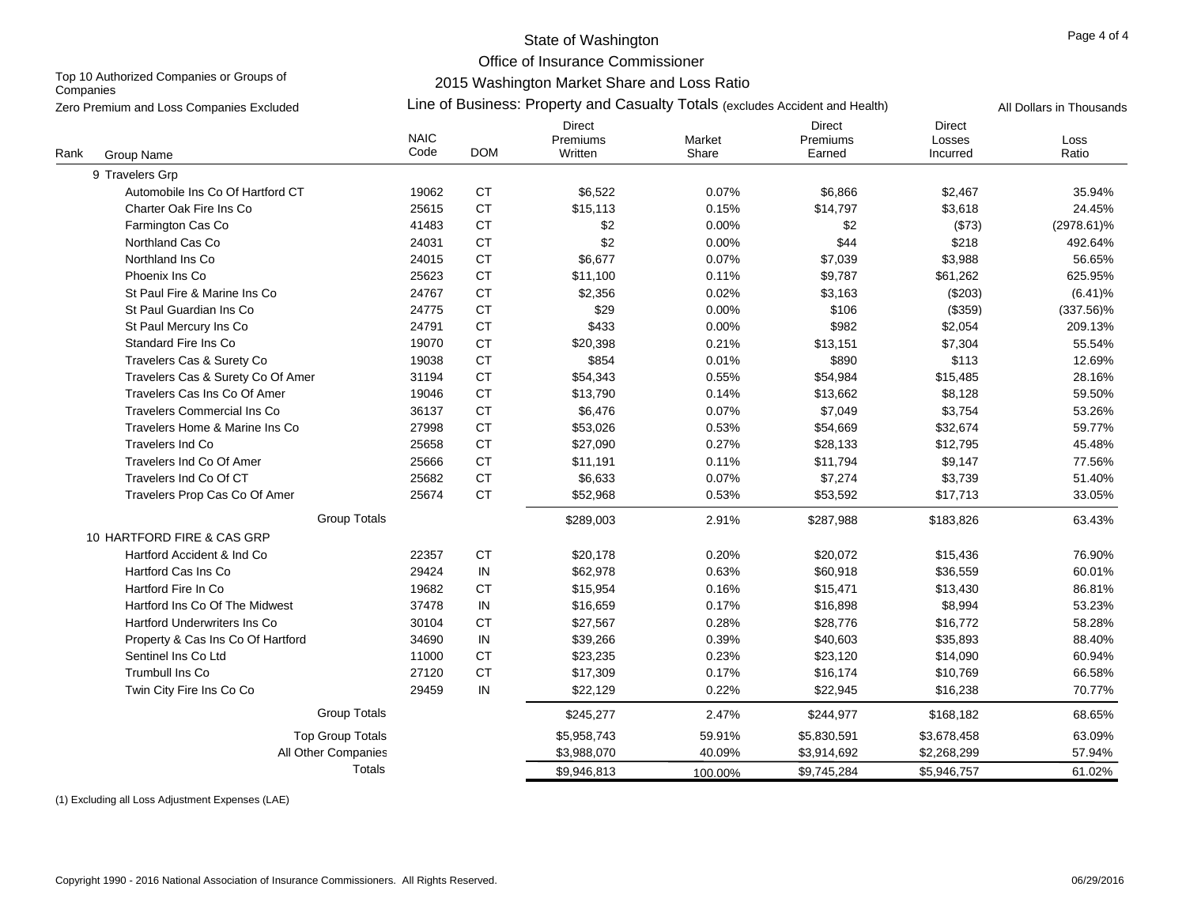State of Washington

Office of Insurance Commissioner

2015 Washington Market Share and Loss Ratio

Top 10 Authorized Companies or Groups of Companies

Zero Premium and Loss Companies Excluded

Line of Business: Property and Casualty Totals (excludes Accident and Health)

All Dollars in Thousands

| Rank | Group Name | NAIC Code | DOM | Direct Premiums Written | Market Share | Direct Premiums Earned | Direct Losses Incurred | Loss Ratio |
|---|---|---|---|---|---|---|---|---|
| 9 | Travelers Grp | | | | | | | |
| | Automobile Ins Co Of Hartford CT | 19062 | CT | $6,522 | 0.07% | $6,866 | $2,467 | 35.94% |
| | Charter Oak Fire Ins Co | 25615 | CT | $15,113 | 0.15% | $14,797 | $3,618 | 24.45% |
| | Farmington Cas Co | 41483 | CT | $2 | 0.00% | $2 | ($73) | (2978.61)% |
| | Northland Cas Co | 24031 | CT | $2 | 0.00% | $44 | $218 | 492.64% |
| | Northland Ins Co | 24015 | CT | $6,677 | 0.07% | $7,039 | $3,988 | 56.65% |
| | Phoenix Ins Co | 25623 | CT | $11,100 | 0.11% | $9,787 | $61,262 | 625.95% |
| | St Paul Fire & Marine Ins Co | 24767 | CT | $2,356 | 0.02% | $3,163 | ($203) | (6.41)% |
| | St Paul Guardian Ins Co | 24775 | CT | $29 | 0.00% | $106 | ($359) | (337.56)% |
| | St Paul Mercury Ins Co | 24791 | CT | $433 | 0.00% | $982 | $2,054 | 209.13% |
| | Standard Fire Ins Co | 19070 | CT | $20,398 | 0.21% | $13,151 | $7,304 | 55.54% |
| | Travelers Cas & Surety Co | 19038 | CT | $854 | 0.01% | $890 | $113 | 12.69% |
| | Travelers Cas & Surety Co Of Amer | 31194 | CT | $54,343 | 0.55% | $54,984 | $15,485 | 28.16% |
| | Travelers Cas Ins Co Of Amer | 19046 | CT | $13,790 | 0.14% | $13,662 | $8,128 | 59.50% |
| | Travelers Commercial Ins Co | 36137 | CT | $6,476 | 0.07% | $7,049 | $3,754 | 53.26% |
| | Travelers Home & Marine Ins Co | 27998 | CT | $53,026 | 0.53% | $54,669 | $32,674 | 59.77% |
| | Travelers Ind Co | 25658 | CT | $27,090 | 0.27% | $28,133 | $12,795 | 45.48% |
| | Travelers Ind Co Of Amer | 25666 | CT | $11,191 | 0.11% | $11,794 | $9,147 | 77.56% |
| | Travelers Ind Co Of CT | 25682 | CT | $6,633 | 0.07% | $7,274 | $3,739 | 51.40% |
| | Travelers Prop Cas Co Of Amer | 25674 | CT | $52,968 | 0.53% | $53,592 | $17,713 | 33.05% |
| | Group Totals | | | $289,003 | 2.91% | $287,988 | $183,826 | 63.43% |
| 10 | HARTFORD FIRE & CAS GRP | | | | | | | |
| | Hartford Accident & Ind Co | 22357 | CT | $20,178 | 0.20% | $20,072 | $15,436 | 76.90% |
| | Hartford Cas Ins Co | 29424 | IN | $62,978 | 0.63% | $60,918 | $36,559 | 60.01% |
| | Hartford Fire In Co | 19682 | CT | $15,954 | 0.16% | $15,471 | $13,430 | 86.81% |
| | Hartford Ins Co Of The Midwest | 37478 | IN | $16,659 | 0.17% | $16,898 | $8,994 | 53.23% |
| | Hartford Underwriters Ins Co | 30104 | CT | $27,567 | 0.28% | $28,776 | $16,772 | 58.28% |
| | Property & Cas Ins Co Of Hartford | 34690 | IN | $39,266 | 0.39% | $40,603 | $35,893 | 88.40% |
| | Sentinel Ins Co Ltd | 11000 | CT | $23,235 | 0.23% | $23,120 | $14,090 | 60.94% |
| | Trumbull Ins Co | 27120 | CT | $17,309 | 0.17% | $16,174 | $10,769 | 66.58% |
| | Twin City Fire Ins Co Co | 29459 | IN | $22,129 | 0.22% | $22,945 | $16,238 | 70.77% |
| | Group Totals | | | $245,277 | 2.47% | $244,977 | $168,182 | 68.65% |
| | Top Group Totals | | | $5,958,743 | 59.91% | $5,830,591 | $3,678,458 | 63.09% |
| | All Other Companies | | | $3,988,070 | 40.09% | $3,914,692 | $2,268,299 | 57.94% |
| | Totals | | | $9,946,813 | 100.00% | $9,745,284 | $5,946,757 | 61.02% |

(1) Excluding all Loss Adjustment Expenses (LAE)

Copyright 1990 - 2016 National Association of Insurance Commissioners. All Rights Reserved.

06/29/2016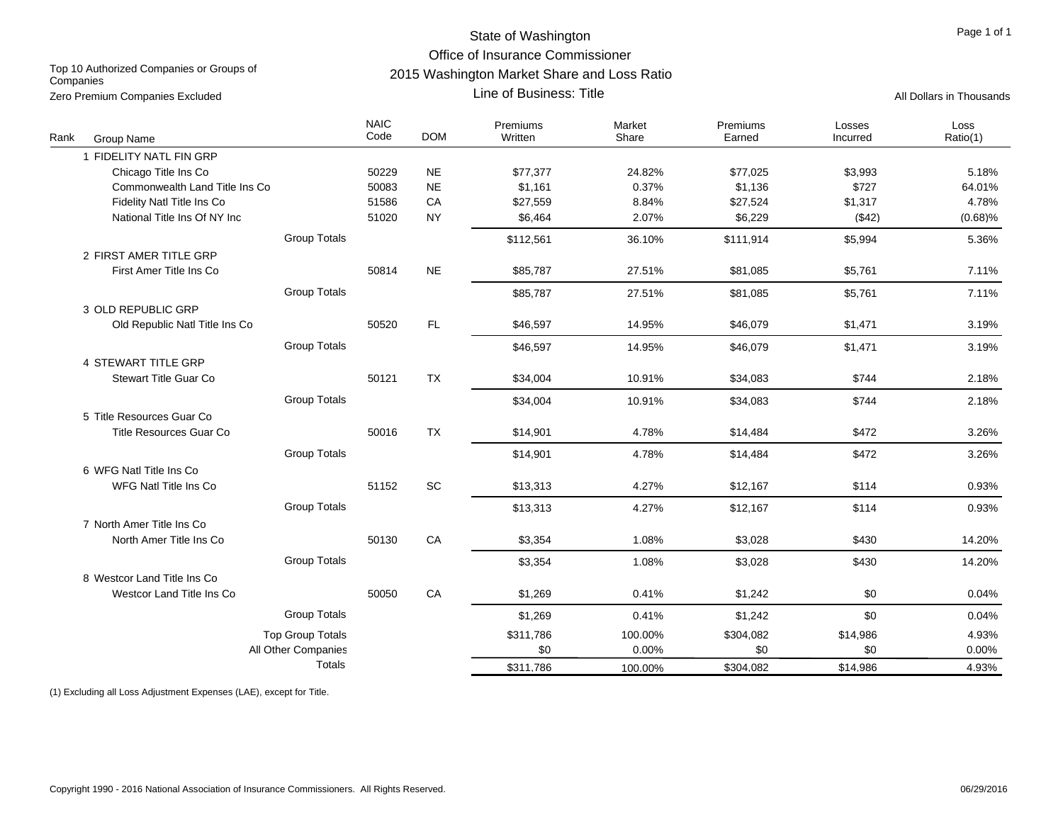# State of Washington
## Office of Insurance Commissioner
## 2015 Washington Market Share and Loss Ratio
## Line of Business: Title

Top 10 Authorized Companies or Groups of Companies
Zero Premium Companies Excluded

All Dollars in Thousands

| Rank | Group Name | NAIC Code | DOM | Premiums Written | Market Share | Premiums Earned | Losses Incurred | Loss Ratio(1) |
|---|---|---|---|---|---|---|---|---|
| 1 | FIDELITY NATL FIN GRP | | | | | | | |
| | Chicago Title Ins Co | 50229 | NE | $77,377 | 24.82% | $77,025 | $3,993 | 5.18% |
| | Commonwealth Land Title Ins Co | 50083 | NE | $1,161 | 0.37% | $1,136 | $727 | 64.01% |
| | Fidelity Natl Title Ins Co | 51586 | CA | $27,559 | 8.84% | $27,524 | $1,317 | 4.78% |
| | National Title Ins Of NY Inc | 51020 | NY | $6,464 | 2.07% | $6,229 | ($42) | (0.68)% |
| | Group Totals | | | $112,561 | 36.10% | $111,914 | $5,994 | 5.36% |
| 2 | FIRST AMER TITLE GRP | | | | | | | |
| | First Amer Title Ins Co | 50814 | NE | $85,787 | 27.51% | $81,085 | $5,761 | 7.11% |
| | Group Totals | | | $85,787 | 27.51% | $81,085 | $5,761 | 7.11% |
| 3 | OLD REPUBLIC GRP | | | | | | | |
| | Old Republic Natl Title Ins Co | 50520 | FL | $46,597 | 14.95% | $46,079 | $1,471 | 3.19% |
| | Group Totals | | | $46,597 | 14.95% | $46,079 | $1,471 | 3.19% |
| 4 | STEWART TITLE GRP | | | | | | | |
| | Stewart Title Guar Co | 50121 | TX | $34,004 | 10.91% | $34,083 | $744 | 2.18% |
| | Group Totals | | | $34,004 | 10.91% | $34,083 | $744 | 2.18% |
| 5 | Title Resources Guar Co | | | | | | | |
| | Title Resources Guar Co | 50016 | TX | $14,901 | 4.78% | $14,484 | $472 | 3.26% |
| | Group Totals | | | $14,901 | 4.78% | $14,484 | $472 | 3.26% |
| 6 | WFG Natl Title Ins Co | | | | | | | |
| | WFG Natl Title Ins Co | 51152 | SC | $13,313 | 4.27% | $12,167 | $114 | 0.93% |
| | Group Totals | | | $13,313 | 4.27% | $12,167 | $114 | 0.93% |
| 7 | North Amer Title Ins Co | | | | | | | |
| | North Amer Title Ins Co | 50130 | CA | $3,354 | 1.08% | $3,028 | $430 | 14.20% |
| | Group Totals | | | $3,354 | 1.08% | $3,028 | $430 | 14.20% |
| 8 | Westcor Land Title Ins Co | | | | | | | |
| | Westcor Land Title Ins Co | 50050 | CA | $1,269 | 0.41% | $1,242 | $0 | 0.04% |
| | Group Totals | | | $1,269 | 0.41% | $1,242 | $0 | 0.04% |
| | Top Group Totals | | | $311,786 | 100.00% | $304,082 | $14,986 | 4.93% |
| | All Other Companies | | | $0 | 0.00% | $0 | $0 | 0.00% |
| | Totals | | | $311,786 | 100.00% | $304,082 | $14,986 | 4.93% |

(1) Excluding all Loss Adjustment Expenses (LAE), except for Title.

Copyright 1990 - 2016 National Association of Insurance Commissioners. All Rights Reserved.

06/29/2016